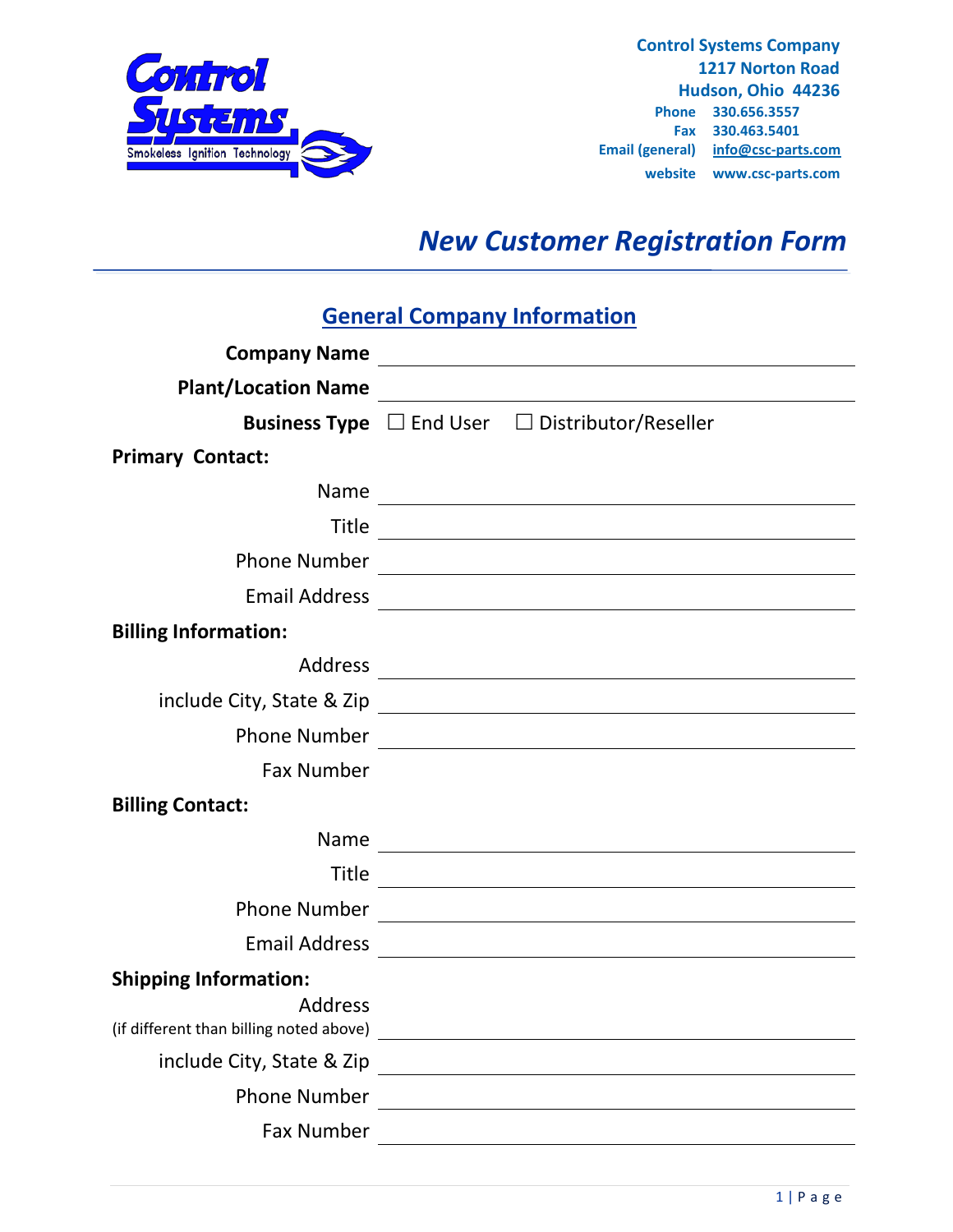Control Systems Company
1217 Norton Road
Hudson, Ohio 44236
Phone 330.656.3557
Fax 330.463.5401
Email (general) info@csc-parts.com
website www.csc-parts.com

# *New Customer Registration Form*

## General Company Information

**Company Name** ______________________________

**Plant/Location Name** ______________________________

**Business Type** ☐ End User ☐ Distributor/Reseller

**Primary Contact:**

Name ______________________________

Title ______________________________

Phone Number ______________________________

Email Address ______________________________

**Billing Information:**

Address ______________________________

include City, State & Zip ______________________________

Phone Number ______________________________

Fax Number

**Billing Contact:**

Name ______________________________

Title ______________________________

Phone Number ______________________________

Email Address ______________________________

**Shipping Information:**

Address
(if different than billing noted above) ______________________________

include City, State & Zip ______________________________

Phone Number ______________________________

Fax Number ______________________________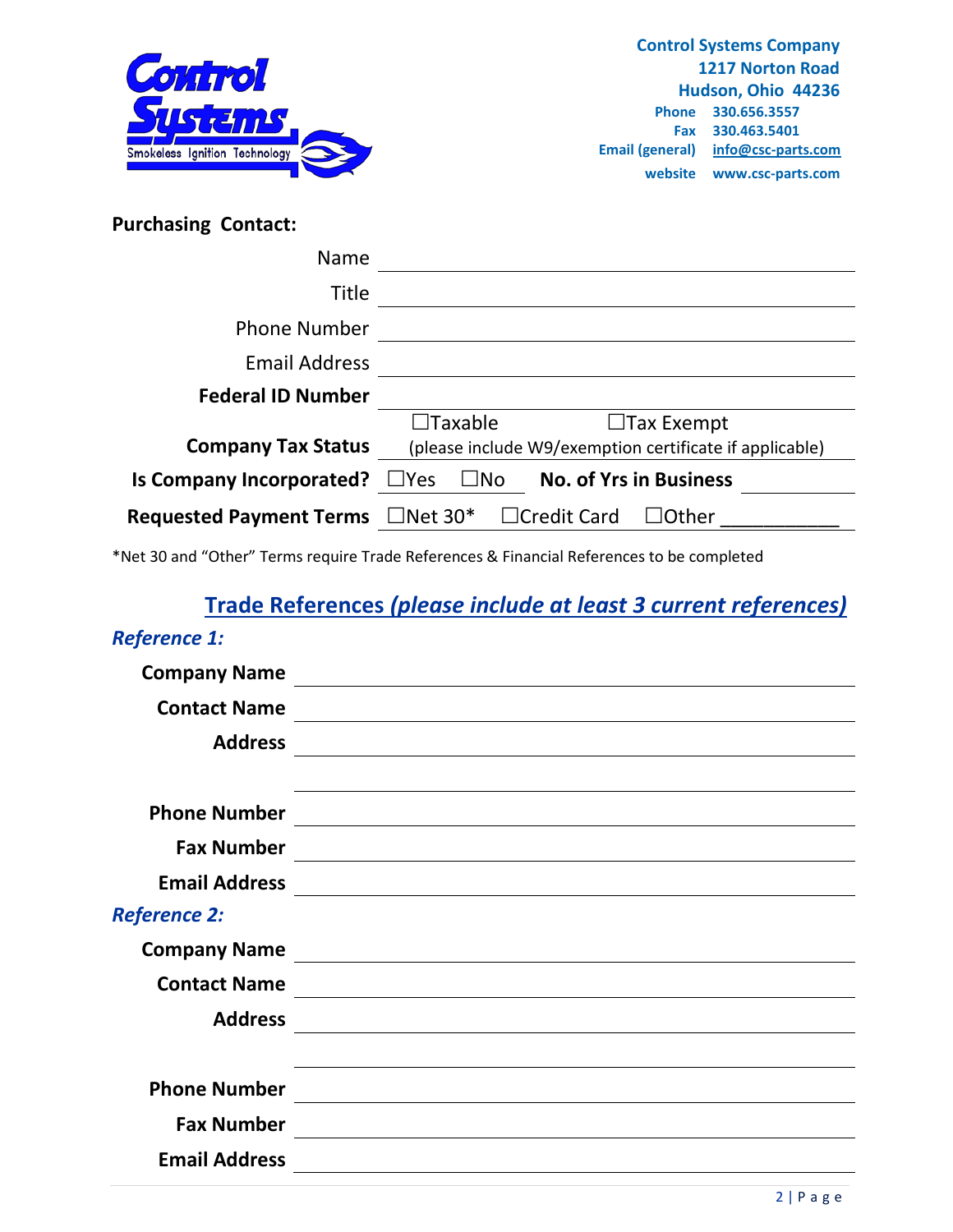**Control Systems Company**
**1217 Norton Road**
**Hudson, Ohio 44236**
**Phone** 330.656.3557
**Fax** 330.463.5401
**Email (general)** info@csc-parts.com
**website** www.csc-parts.com

**Purchasing Contact:**

Name ______________________

Title ______________________

Phone Number ______________________

Email Address ______________________

**Federal ID Number** ______________________

**Company Tax Status** ☐Taxable ☐Tax Exempt
(please include W9/exemption certificate if applicable)

**Is Company Incorporated?** ☐Yes ☐No **No. of Yrs in Business** ________

**Requested Payment Terms** ☐Net 30* ☐Credit Card ☐Other ___________

*Net 30 and "Other" Terms require Trade References & Financial References to be completed

## Trade References *(please include at least 3 current references)*

***Reference 1:***

**Company Name** ______________________

**Contact Name** ______________________

**Address** ______________________

______________________

**Phone Number** ______________________

**Fax Number** ______________________

**Email Address** ______________________

***Reference 2:***

**Company Name** ______________________

**Contact Name** ______________________

**Address** ______________________

______________________

**Phone Number** ______________________

**Fax Number** ______________________

**Email Address** ______________________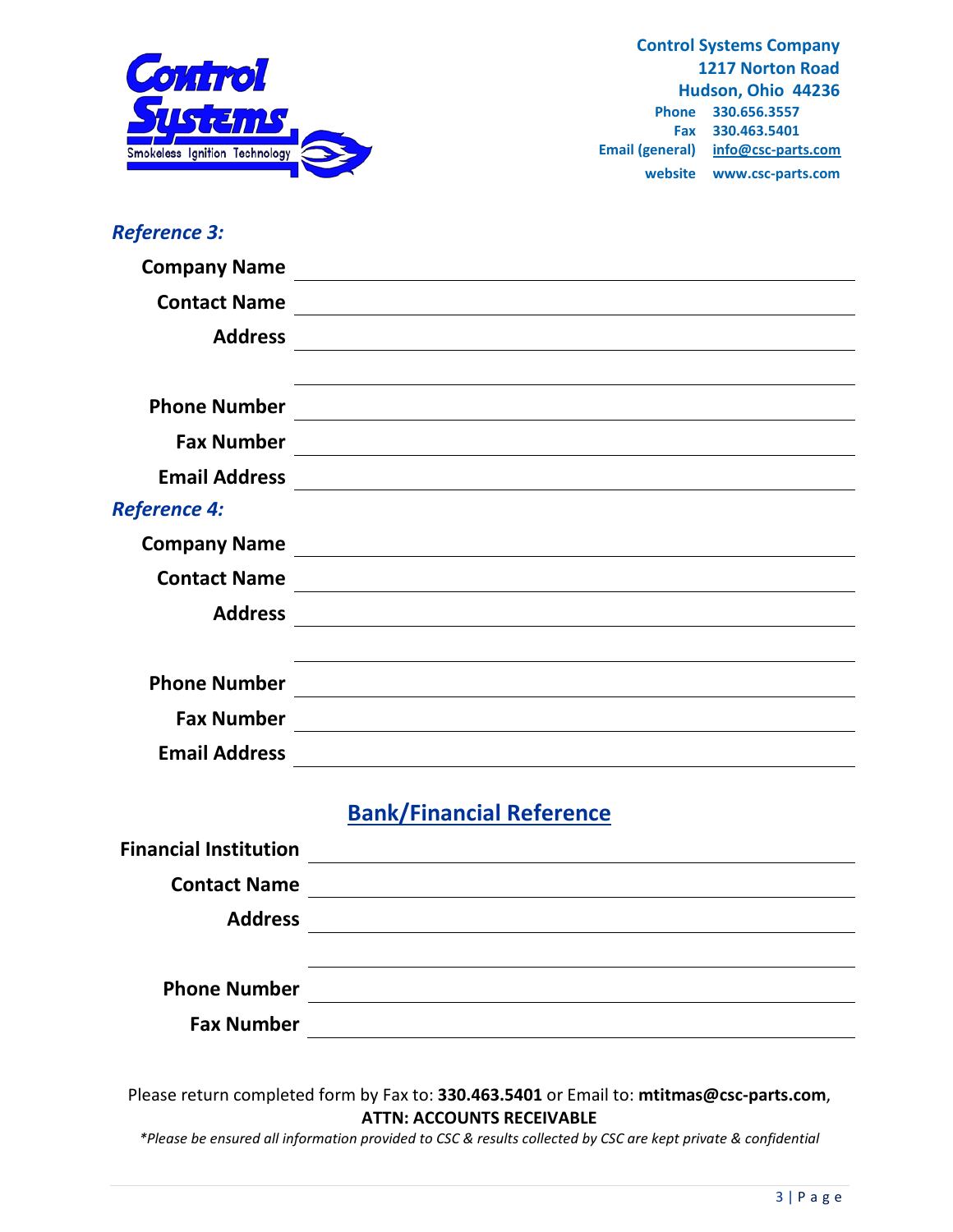**Control Systems Company**
**1217 Norton Road**
**Hudson, Ohio 44236**
**Phone** 330.656.3557
**Fax** 330.463.5401
**Email (general)** info@csc-parts.com
**website** www.csc-parts.com

***Reference 3:***

**Company Name** ______________________________

**Contact Name** ______________________________

**Address** ______________________________

______________________________

**Phone Number** ______________________________

**Fax Number** ______________________________

**Email Address** ______________________________

***Reference 4:***

**Company Name** ______________________________

**Contact Name** ______________________________

**Address** ______________________________

______________________________

**Phone Number** ______________________________

**Fax Number** ______________________________

**Email Address** ______________________________

## Bank/Financial Reference

**Financial Institution** ______________________________

**Contact Name** ______________________________

**Address** ______________________________

______________________________

**Phone Number** ______________________________

**Fax Number** ______________________________

Please return completed form by Fax to: **330.463.5401** or Email to: **mtitmas@csc-parts.com**, **ATTN: ACCOUNTS RECEIVABLE**

*\*Please be ensured all information provided to CSC & results collected by CSC are kept private & confidential*